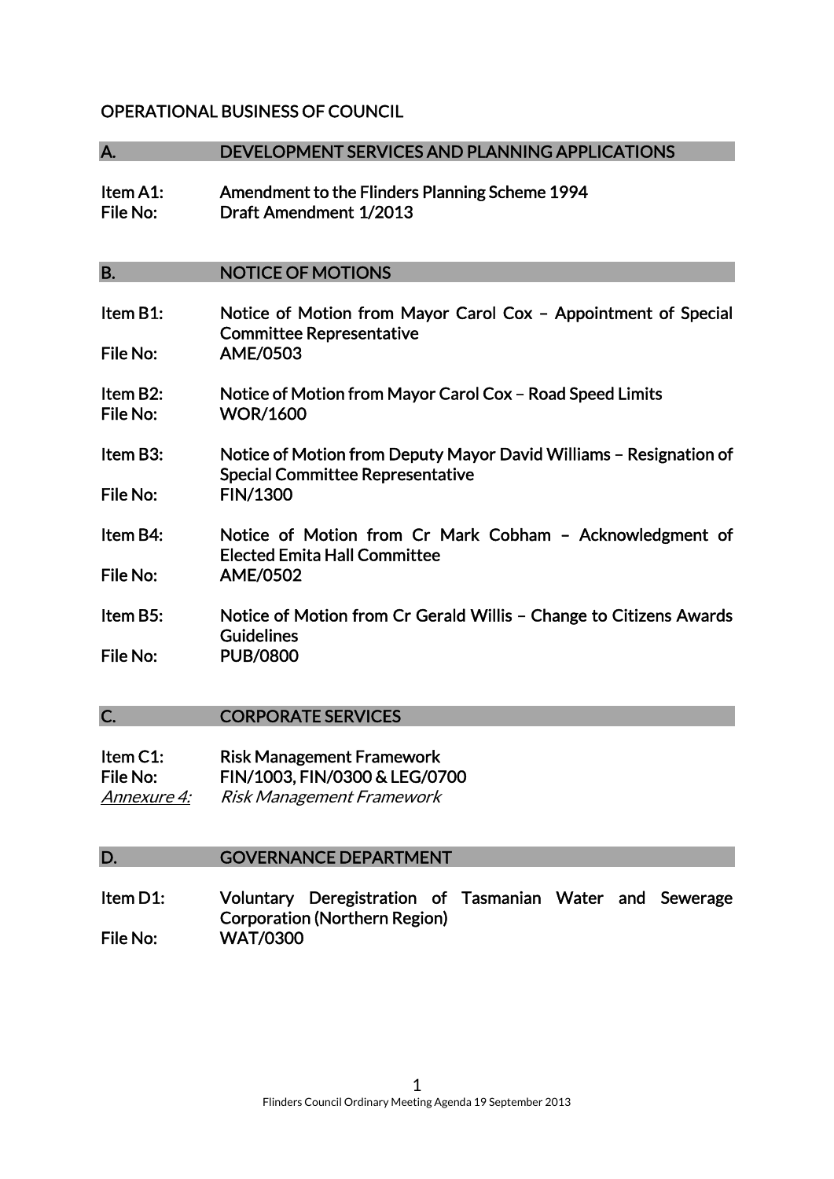# OPERATIONAL BUSINESS OF COUNCIL

## A. DEVELOPMENT SERVICES AND PLANNING APPLICATIONS

Item A1: Amendment to the Flinders Planning Scheme 1994
File No: Draft Amendment 1/2013

## B. NOTICE OF MOTIONS

Item B1: Notice of Motion from Mayor Carol Cox – Appointment of Special Committee Representative
File No: AME/0503

Item B2: Notice of Motion from Mayor Carol Cox – Road Speed Limits
File No: WOR/1600

Item B3: Notice of Motion from Deputy Mayor David Williams – Resignation of Special Committee Representative
File No: FIN/1300

Item B4: Notice of Motion from Cr Mark Cobham – Acknowledgment of Elected Emita Hall Committee
File No: AME/0502

Item B5: Notice of Motion from Cr Gerald Willis – Change to Citizens Awards Guidelines
File No: PUB/0800

## C. CORPORATE SERVICES

Item C1: Risk Management Framework
File No: FIN/1003, FIN/0300 & LEG/0700
*Annexure 4: Risk Management Framework*

## D. GOVERNANCE DEPARTMENT

Item D1: Voluntary Deregistration of Tasmanian Water and Sewerage Corporation (Northern Region)
File No: WAT/0300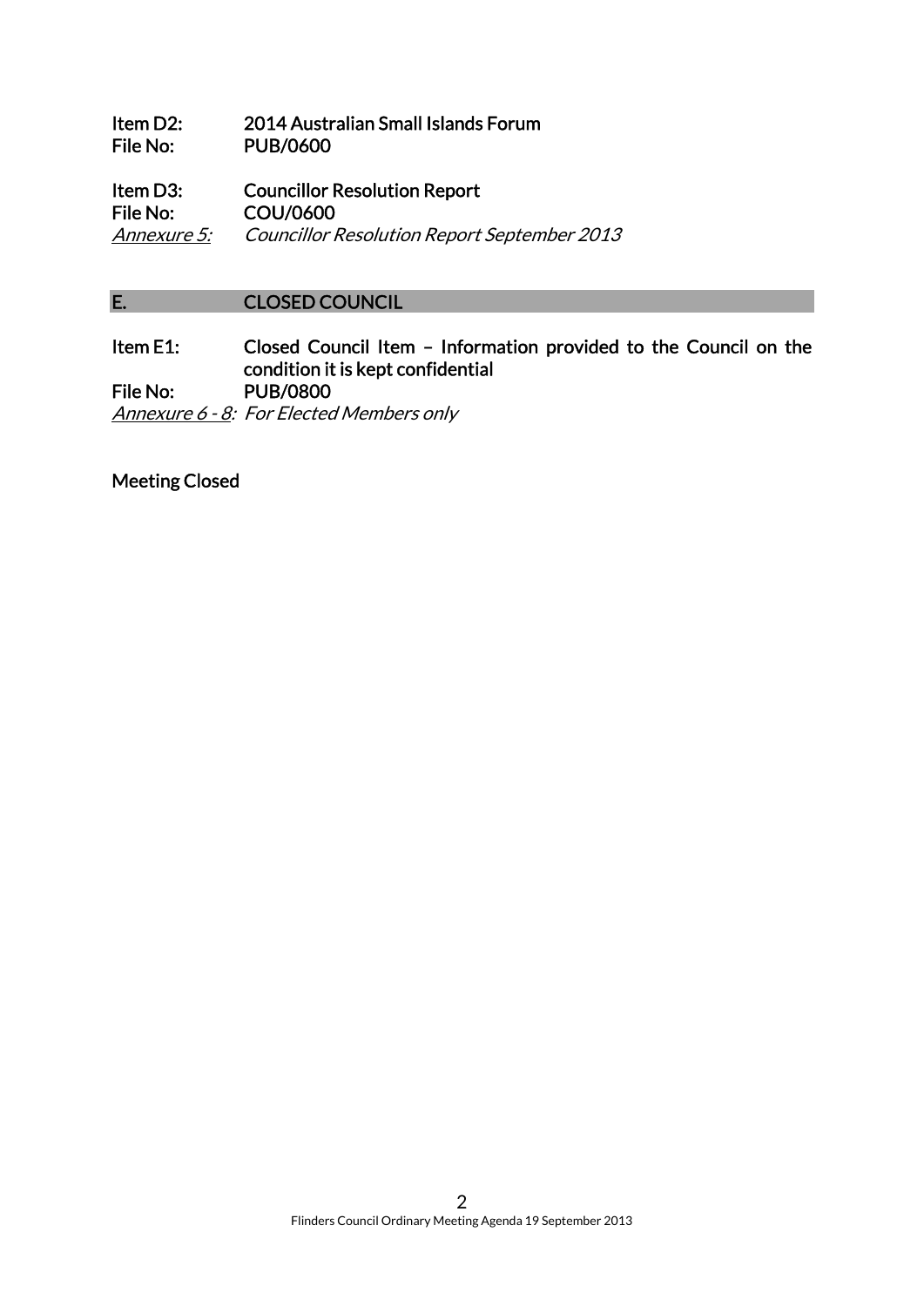Item D2: 2014 Australian Small Islands Forum
File No: PUB/0600

Item D3: Councillor Resolution Report
File No: COU/0600
*Annexure 5: Councillor Resolution Report September 2013*

## E. CLOSED COUNCIL

Item E1: Closed Council Item – Information provided to the Council on the condition it is kept confidential
File No: PUB/0800
*Annexure 6 - 8: For Elected Members only*

Meeting Closed